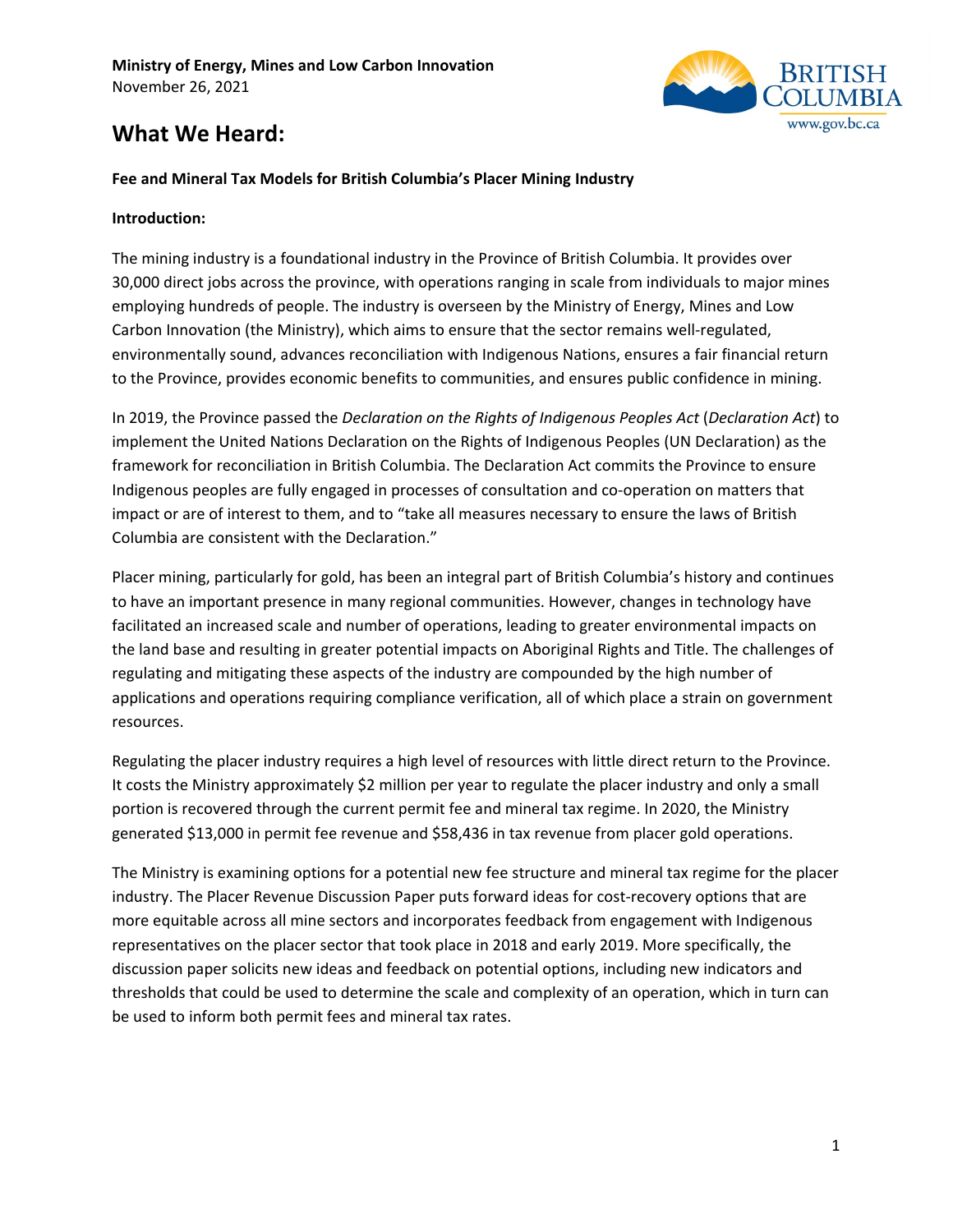**Ministry of Energy, Mines and Low Carbon Innovation**
November 26, 2021

# What We Heard:

**Fee and Mineral Tax Models for British Columbia's Placer Mining Industry**

**Introduction:**

The mining industry is a foundational industry in the Province of British Columbia. It provides over 30,000 direct jobs across the province, with operations ranging in scale from individuals to major mines employing hundreds of people. The industry is overseen by the Ministry of Energy, Mines and Low Carbon Innovation (the Ministry), which aims to ensure that the sector remains well-regulated, environmentally sound, advances reconciliation with Indigenous Nations, ensures a fair financial return to the Province, provides economic benefits to communities, and ensures public confidence in mining.

In 2019, the Province passed the *Declaration on the Rights of Indigenous Peoples Act* (*Declaration Act*) to implement the United Nations Declaration on the Rights of Indigenous Peoples (UN Declaration) as the framework for reconciliation in British Columbia. The Declaration Act commits the Province to ensure Indigenous peoples are fully engaged in processes of consultation and co-operation on matters that impact or are of interest to them, and to "take all measures necessary to ensure the laws of British Columbia are consistent with the Declaration."

Placer mining, particularly for gold, has been an integral part of British Columbia's history and continues to have an important presence in many regional communities. However, changes in technology have facilitated an increased scale and number of operations, leading to greater environmental impacts on the land base and resulting in greater potential impacts on Aboriginal Rights and Title. The challenges of regulating and mitigating these aspects of the industry are compounded by the high number of applications and operations requiring compliance verification, all of which place a strain on government resources.

Regulating the placer industry requires a high level of resources with little direct return to the Province. It costs the Ministry approximately $2 million per year to regulate the placer industry and only a small portion is recovered through the current permit fee and mineral tax regime. In 2020, the Ministry generated $13,000 in permit fee revenue and $58,436 in tax revenue from placer gold operations.

The Ministry is examining options for a potential new fee structure and mineral tax regime for the placer industry. The Placer Revenue Discussion Paper puts forward ideas for cost-recovery options that are more equitable across all mine sectors and incorporates feedback from engagement with Indigenous representatives on the placer sector that took place in 2018 and early 2019. More specifically, the discussion paper solicits new ideas and feedback on potential options, including new indicators and thresholds that could be used to determine the scale and complexity of an operation, which in turn can be used to inform both permit fees and mineral tax rates.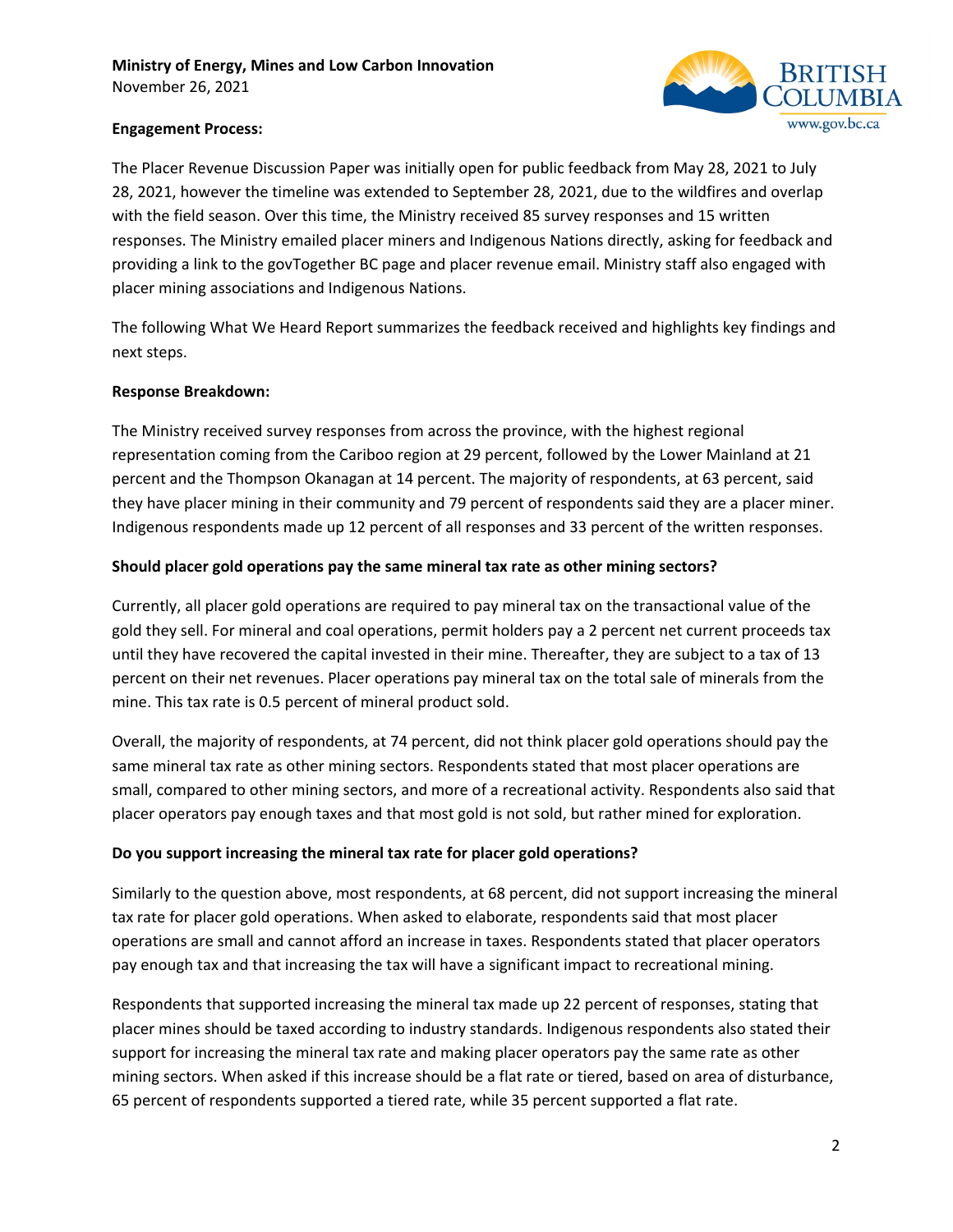**Engagement Process:**

The Placer Revenue Discussion Paper was initially open for public feedback from May 28, 2021 to July 28, 2021, however the timeline was extended to September 28, 2021, due to the wildfires and overlap with the field season. Over this time, the Ministry received 85 survey responses and 15 written responses. The Ministry emailed placer miners and Indigenous Nations directly, asking for feedback and providing a link to the govTogether BC page and placer revenue email. Ministry staff also engaged with placer mining associations and Indigenous Nations.

The following What We Heard Report summarizes the feedback received and highlights key findings and next steps.

**Response Breakdown:**

The Ministry received survey responses from across the province, with the highest regional representation coming from the Cariboo region at 29 percent, followed by the Lower Mainland at 21 percent and the Thompson Okanagan at 14 percent. The majority of respondents, at 63 percent, said they have placer mining in their community and 79 percent of respondents said they are a placer miner. Indigenous respondents made up 12 percent of all responses and 33 percent of the written responses.

**Should placer gold operations pay the same mineral tax rate as other mining sectors?**

Currently, all placer gold operations are required to pay mineral tax on the transactional value of the gold they sell. For mineral and coal operations, permit holders pay a 2 percent net current proceeds tax until they have recovered the capital invested in their mine. Thereafter, they are subject to a tax of 13 percent on their net revenues. Placer operations pay mineral tax on the total sale of minerals from the mine. This tax rate is 0.5 percent of mineral product sold.

Overall, the majority of respondents, at 74 percent, did not think placer gold operations should pay the same mineral tax rate as other mining sectors. Respondents stated that most placer operations are small, compared to other mining sectors, and more of a recreational activity. Respondents also said that placer operators pay enough taxes and that most gold is not sold, but rather mined for exploration.

**Do you support increasing the mineral tax rate for placer gold operations?**

Similarly to the question above, most respondents, at 68 percent, did not support increasing the mineral tax rate for placer gold operations. When asked to elaborate, respondents said that most placer operations are small and cannot afford an increase in taxes. Respondents stated that placer operators pay enough tax and that increasing the tax will have a significant impact to recreational mining.

Respondents that supported increasing the mineral tax made up 22 percent of responses, stating that placer mines should be taxed according to industry standards. Indigenous respondents also stated their support for increasing the mineral tax rate and making placer operators pay the same rate as other mining sectors. When asked if this increase should be a flat rate or tiered, based on area of disturbance, 65 percent of respondents supported a tiered rate, while 35 percent supported a flat rate.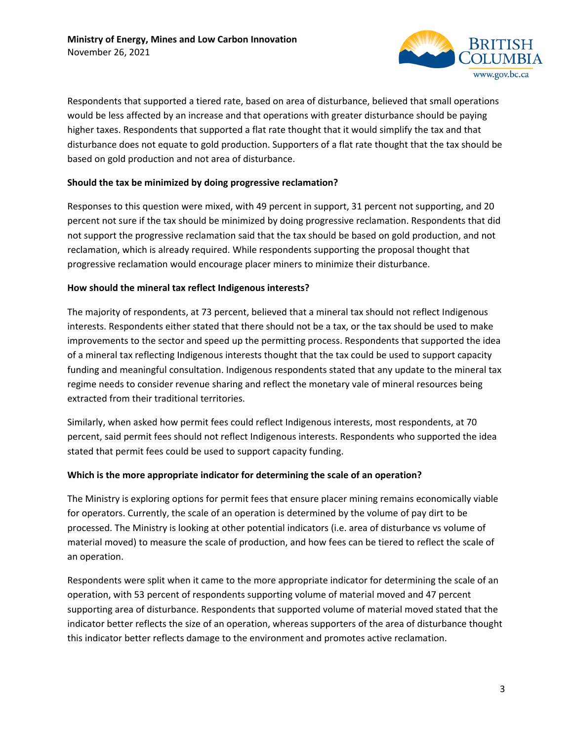Respondents that supported a tiered rate, based on area of disturbance, believed that small operations would be less affected by an increase and that operations with greater disturbance should be paying higher taxes. Respondents that supported a flat rate thought that it would simplify the tax and that disturbance does not equate to gold production. Supporters of a flat rate thought that the tax should be based on gold production and not area of disturbance.

**Should the tax be minimized by doing progressive reclamation?**

Responses to this question were mixed, with 49 percent in support, 31 percent not supporting, and 20 percent not sure if the tax should be minimized by doing progressive reclamation. Respondents that did not support the progressive reclamation said that the tax should be based on gold production, and not reclamation, which is already required. While respondents supporting the proposal thought that progressive reclamation would encourage placer miners to minimize their disturbance.

**How should the mineral tax reflect Indigenous interests?**

The majority of respondents, at 73 percent, believed that a mineral tax should not reflect Indigenous interests. Respondents either stated that there should not be a tax, or the tax should be used to make improvements to the sector and speed up the permitting process. Respondents that supported the idea of a mineral tax reflecting Indigenous interests thought that the tax could be used to support capacity funding and meaningful consultation. Indigenous respondents stated that any update to the mineral tax regime needs to consider revenue sharing and reflect the monetary vale of mineral resources being extracted from their traditional territories.

Similarly, when asked how permit fees could reflect Indigenous interests, most respondents, at 70 percent, said permit fees should not reflect Indigenous interests. Respondents who supported the idea stated that permit fees could be used to support capacity funding.

**Which is the more appropriate indicator for determining the scale of an operation?**

The Ministry is exploring options for permit fees that ensure placer mining remains economically viable for operators. Currently, the scale of an operation is determined by the volume of pay dirt to be processed. The Ministry is looking at other potential indicators (i.e. area of disturbance vs volume of material moved) to measure the scale of production, and how fees can be tiered to reflect the scale of an operation.

Respondents were split when it came to the more appropriate indicator for determining the scale of an operation, with 53 percent of respondents supporting volume of material moved and 47 percent supporting area of disturbance. Respondents that supported volume of material moved stated that the indicator better reflects the size of an operation, whereas supporters of the area of disturbance thought this indicator better reflects damage to the environment and promotes active reclamation.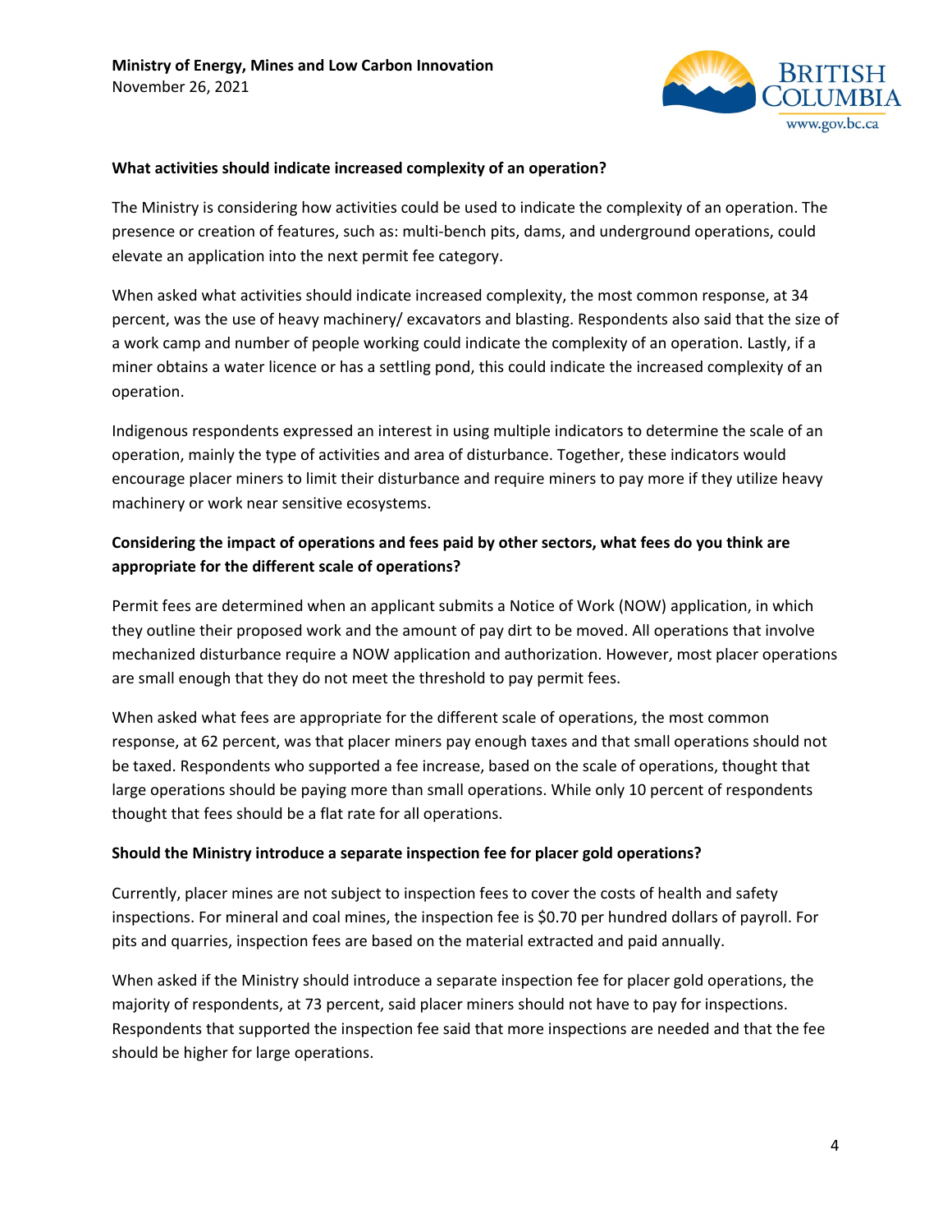### What activities should indicate increased complexity of an operation?

The Ministry is considering how activities could be used to indicate the complexity of an operation. The presence or creation of features, such as: multi-bench pits, dams, and underground operations, could elevate an application into the next permit fee category.

When asked what activities should indicate increased complexity, the most common response, at 34 percent, was the use of heavy machinery/ excavators and blasting. Respondents also said that the size of a work camp and number of people working could indicate the complexity of an operation. Lastly, if a miner obtains a water licence or has a settling pond, this could indicate the increased complexity of an operation.

Indigenous respondents expressed an interest in using multiple indicators to determine the scale of an operation, mainly the type of activities and area of disturbance. Together, these indicators would encourage placer miners to limit their disturbance and require miners to pay more if they utilize heavy machinery or work near sensitive ecosystems.

### Considering the impact of operations and fees paid by other sectors, what fees do you think are appropriate for the different scale of operations?

Permit fees are determined when an applicant submits a Notice of Work (NOW) application, in which they outline their proposed work and the amount of pay dirt to be moved. All operations that involve mechanized disturbance require a NOW application and authorization. However, most placer operations are small enough that they do not meet the threshold to pay permit fees.

When asked what fees are appropriate for the different scale of operations, the most common response, at 62 percent, was that placer miners pay enough taxes and that small operations should not be taxed. Respondents who supported a fee increase, based on the scale of operations, thought that large operations should be paying more than small operations. While only 10 percent of respondents thought that fees should be a flat rate for all operations.

### Should the Ministry introduce a separate inspection fee for placer gold operations?

Currently, placer mines are not subject to inspection fees to cover the costs of health and safety inspections. For mineral and coal mines, the inspection fee is $0.70 per hundred dollars of payroll. For pits and quarries, inspection fees are based on the material extracted and paid annually.

When asked if the Ministry should introduce a separate inspection fee for placer gold operations, the majority of respondents, at 73 percent, said placer miners should not have to pay for inspections. Respondents that supported the inspection fee said that more inspections are needed and that the fee should be higher for large operations.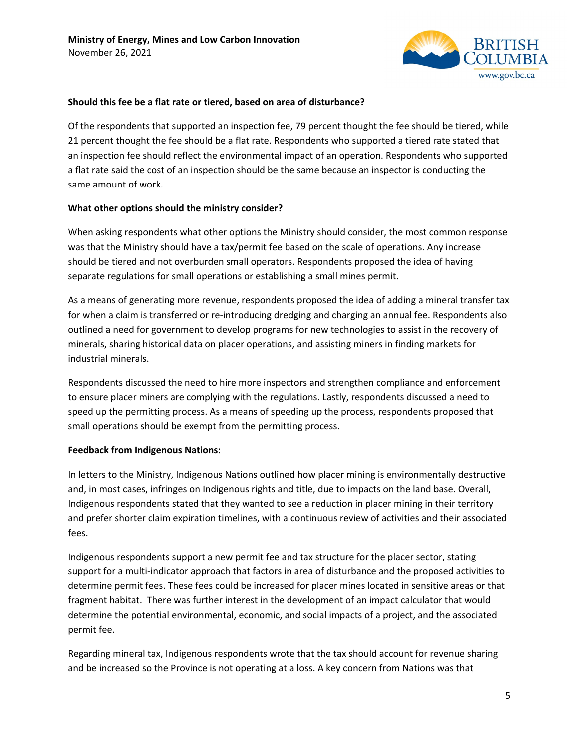**Should this fee be a flat rate or tiered, based on area of disturbance?**

Of the respondents that supported an inspection fee, 79 percent thought the fee should be tiered, while 21 percent thought the fee should be a flat rate. Respondents who supported a tiered rate stated that an inspection fee should reflect the environmental impact of an operation. Respondents who supported a flat rate said the cost of an inspection should be the same because an inspector is conducting the same amount of work.

**What other options should the ministry consider?**

When asking respondents what other options the Ministry should consider, the most common response was that the Ministry should have a tax/permit fee based on the scale of operations. Any increase should be tiered and not overburden small operators. Respondents proposed the idea of having separate regulations for small operations or establishing a small mines permit.

As a means of generating more revenue, respondents proposed the idea of adding a mineral transfer tax for when a claim is transferred or re-introducing dredging and charging an annual fee. Respondents also outlined a need for government to develop programs for new technologies to assist in the recovery of minerals, sharing historical data on placer operations, and assisting miners in finding markets for industrial minerals.

Respondents discussed the need to hire more inspectors and strengthen compliance and enforcement to ensure placer miners are complying with the regulations. Lastly, respondents discussed a need to speed up the permitting process. As a means of speeding up the process, respondents proposed that small operations should be exempt from the permitting process.

**Feedback from Indigenous Nations:**

In letters to the Ministry, Indigenous Nations outlined how placer mining is environmentally destructive and, in most cases, infringes on Indigenous rights and title, due to impacts on the land base. Overall, Indigenous respondents stated that they wanted to see a reduction in placer mining in their territory and prefer shorter claim expiration timelines, with a continuous review of activities and their associated fees.

Indigenous respondents support a new permit fee and tax structure for the placer sector, stating support for a multi-indicator approach that factors in area of disturbance and the proposed activities to determine permit fees. These fees could be increased for placer mines located in sensitive areas or that fragment habitat. There was further interest in the development of an impact calculator that would determine the potential environmental, economic, and social impacts of a project, and the associated permit fee.

Regarding mineral tax, Indigenous respondents wrote that the tax should account for revenue sharing and be increased so the Province is not operating at a loss. A key concern from Nations was that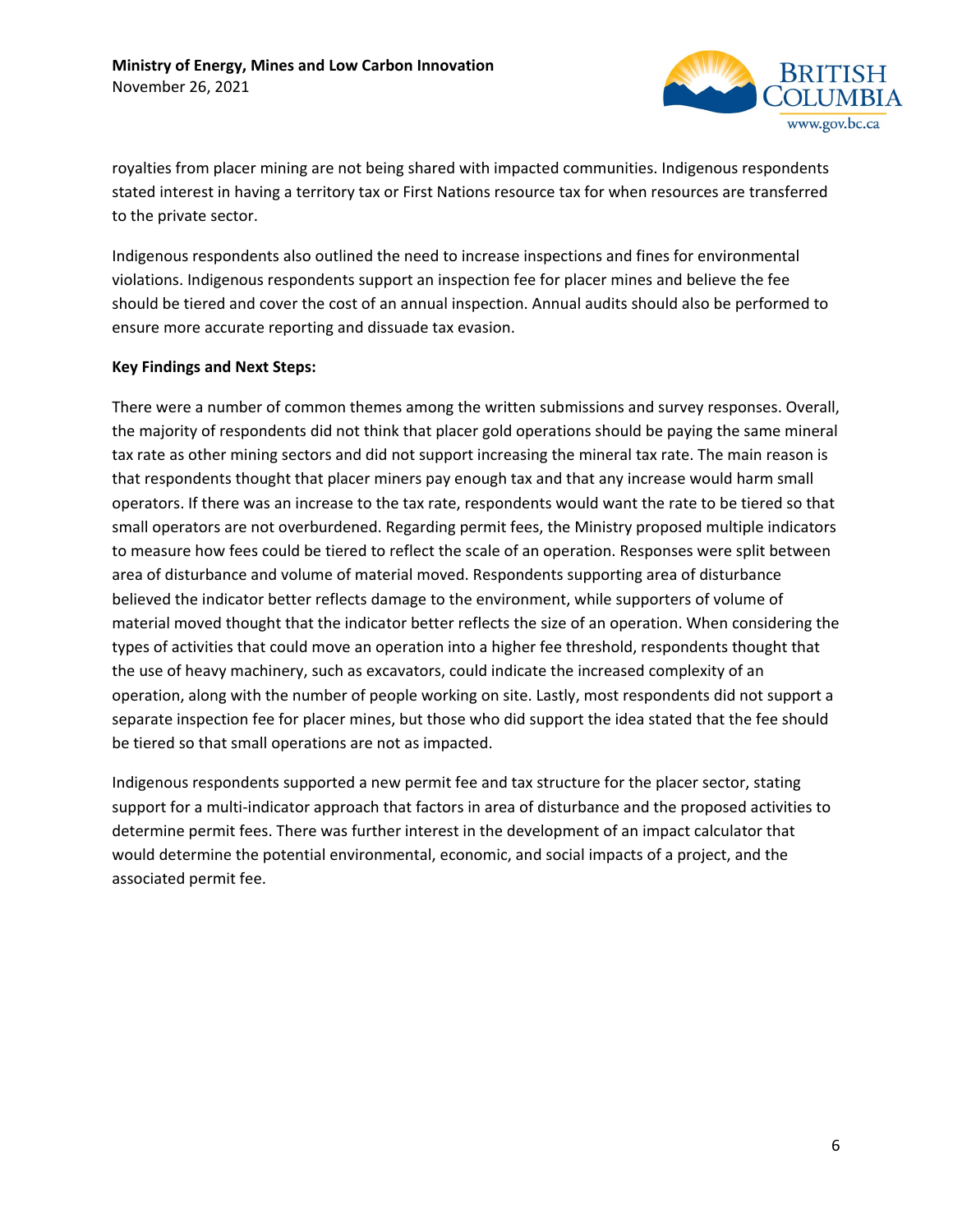royalties from placer mining are not being shared with impacted communities. Indigenous respondents stated interest in having a territory tax or First Nations resource tax for when resources are transferred to the private sector.

Indigenous respondents also outlined the need to increase inspections and fines for environmental violations. Indigenous respondents support an inspection fee for placer mines and believe the fee should be tiered and cover the cost of an annual inspection. Annual audits should also be performed to ensure more accurate reporting and dissuade tax evasion.

**Key Findings and Next Steps:**

There were a number of common themes among the written submissions and survey responses. Overall, the majority of respondents did not think that placer gold operations should be paying the same mineral tax rate as other mining sectors and did not support increasing the mineral tax rate. The main reason is that respondents thought that placer miners pay enough tax and that any increase would harm small operators. If there was an increase to the tax rate, respondents would want the rate to be tiered so that small operators are not overburdened. Regarding permit fees, the Ministry proposed multiple indicators to measure how fees could be tiered to reflect the scale of an operation. Responses were split between area of disturbance and volume of material moved. Respondents supporting area of disturbance believed the indicator better reflects damage to the environment, while supporters of volume of material moved thought that the indicator better reflects the size of an operation. When considering the types of activities that could move an operation into a higher fee threshold, respondents thought that the use of heavy machinery, such as excavators, could indicate the increased complexity of an operation, along with the number of people working on site. Lastly, most respondents did not support a separate inspection fee for placer mines, but those who did support the idea stated that the fee should be tiered so that small operations are not as impacted.

Indigenous respondents supported a new permit fee and tax structure for the placer sector, stating support for a multi-indicator approach that factors in area of disturbance and the proposed activities to determine permit fees. There was further interest in the development of an impact calculator that would determine the potential environmental, economic, and social impacts of a project, and the associated permit fee.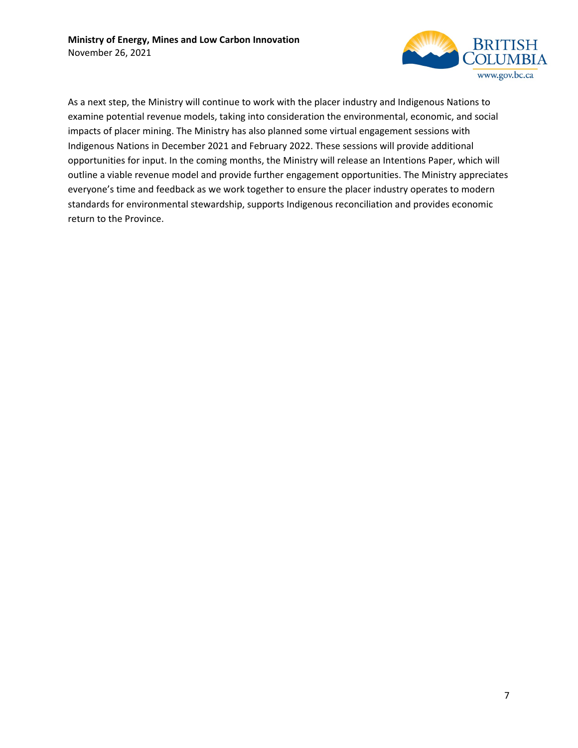As a next step, the Ministry will continue to work with the placer industry and Indigenous Nations to examine potential revenue models, taking into consideration the environmental, economic, and social impacts of placer mining. The Ministry has also planned some virtual engagement sessions with Indigenous Nations in December 2021 and February 2022. These sessions will provide additional opportunities for input. In the coming months, the Ministry will release an Intentions Paper, which will outline a viable revenue model and provide further engagement opportunities. The Ministry appreciates everyone's time and feedback as we work together to ensure the placer industry operates to modern standards for environmental stewardship, supports Indigenous reconciliation and provides economic return to the Province.